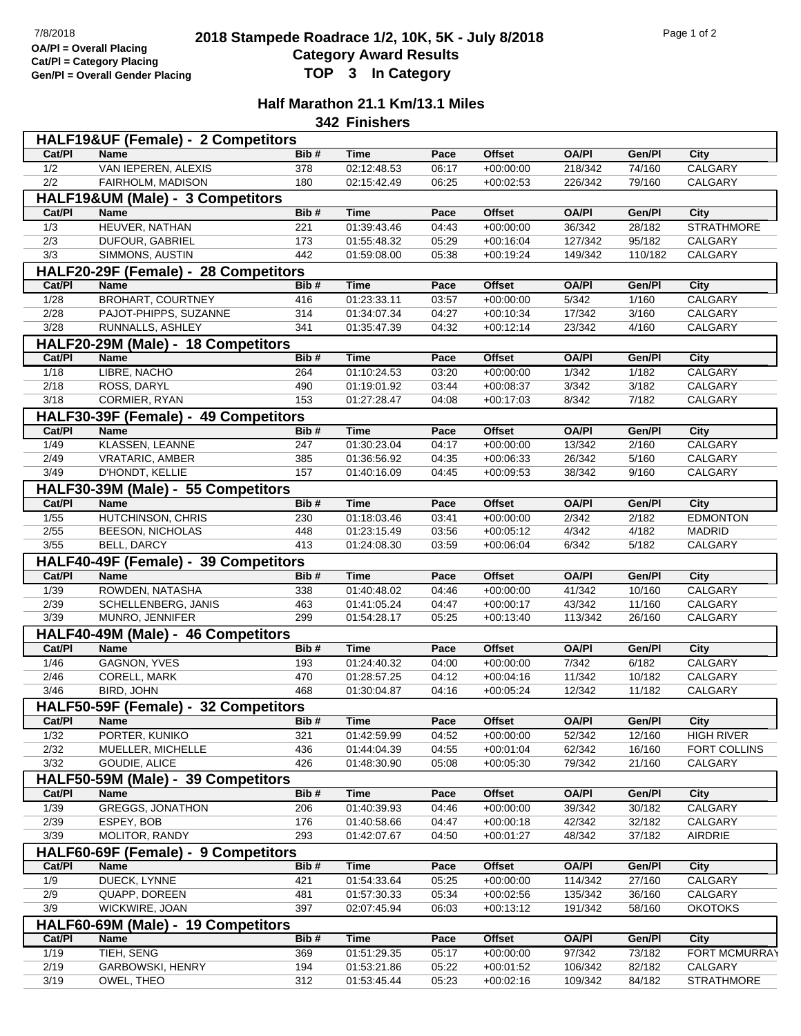7/8/2018
OA/Pl = Overall Placing
Cat/Pl = Category Placing
Gen/Pl = Overall Gender Placing

# 2018 Stampede Roadrace 1/2, 10K, 5K - July 8/2018
## Category Award Results
## TOP 3 In Category

### Half Marathon 21.1 Km/13.1 Miles
### 342 Finishers

**HALF19&UF (Female) - 2 Competitors**

| Cat/Pl | Name | Bib # | Time | Pace | Offset | OA/Pl | Gen/Pl | City |
|---|---|---|---|---|---|---|---|---|
| 1/2 | VAN IEPEREN, ALEXIS | 378 | 02:12:48.53 | 06:17 | +00:00:00 | 218/342 | 74/160 | CALGARY |
| 2/2 | FAIRHOLM, MADISON | 180 | 02:15:42.49 | 06:25 | +00:02:53 | 226/342 | 79/160 | CALGARY |

**HALF19&UM (Male) - 3 Competitors**

| Cat/Pl | Name | Bib # | Time | Pace | Offset | OA/Pl | Gen/Pl | City |
|---|---|---|---|---|---|---|---|---|
| 1/3 | HEUVER, NATHAN | 221 | 01:39:43.46 | 04:43 | +00:00:00 | 36/342 | 28/182 | STRATHMORE |
| 2/3 | DUFOUR, GABRIEL | 173 | 01:55:48.32 | 05:29 | +00:16:04 | 127/342 | 95/182 | CALGARY |
| 3/3 | SIMMONS, AUSTIN | 442 | 01:59:08.00 | 05:38 | +00:19:24 | 149/342 | 110/182 | CALGARY |

**HALF20-29F (Female) - 28 Competitors**

| Cat/Pl | Name | Bib # | Time | Pace | Offset | OA/Pl | Gen/Pl | City |
|---|---|---|---|---|---|---|---|---|
| 1/28 | BROHART, COURTNEY | 416 | 01:23:33.11 | 03:57 | +00:00:00 | 5/342 | 1/160 | CALGARY |
| 2/28 | PAJOT-PHIPPS, SUZANNE | 314 | 01:34:07.34 | 04:27 | +00:10:34 | 17/342 | 3/160 | CALGARY |
| 3/28 | RUNNALLS, ASHLEY | 341 | 01:35:47.39 | 04:32 | +00:12:14 | 23/342 | 4/160 | CALGARY |

**HALF20-29M (Male) - 18 Competitors**

| Cat/Pl | Name | Bib # | Time | Pace | Offset | OA/Pl | Gen/Pl | City |
|---|---|---|---|---|---|---|---|---|
| 1/18 | LIBRE, NACHO | 264 | 01:10:24.53 | 03:20 | +00:00:00 | 1/342 | 1/182 | CALGARY |
| 2/18 | ROSS, DARYL | 490 | 01:19:01.92 | 03:44 | +00:08:37 | 3/342 | 3/182 | CALGARY |
| 3/18 | CORMIER, RYAN | 153 | 01:27:28.47 | 04:08 | +00:17:03 | 8/342 | 7/182 | CALGARY |

**HALF30-39F (Female) - 49 Competitors**

| Cat/Pl | Name | Bib # | Time | Pace | Offset | OA/Pl | Gen/Pl | City |
|---|---|---|---|---|---|---|---|---|
| 1/49 | KLASSEN, LEANNE | 247 | 01:30:23.04 | 04:17 | +00:00:00 | 13/342 | 2/160 | CALGARY |
| 2/49 | VRATARIC, AMBER | 385 | 01:36:56.92 | 04:35 | +00:06:33 | 26/342 | 5/160 | CALGARY |
| 3/49 | D'HONDT, KELLIE | 157 | 01:40:16.09 | 04:45 | +00:09:53 | 38/342 | 9/160 | CALGARY |

**HALF30-39M (Male) - 55 Competitors**

| Cat/Pl | Name | Bib # | Time | Pace | Offset | OA/Pl | Gen/Pl | City |
|---|---|---|---|---|---|---|---|---|
| 1/55 | HUTCHINSON, CHRIS | 230 | 01:18:03.46 | 03:41 | +00:00:00 | 2/342 | 2/182 | EDMONTON |
| 2/55 | BEESON, NICHOLAS | 448 | 01:23:15.49 | 03:56 | +00:05:12 | 4/342 | 4/182 | MADRID |
| 3/55 | BELL, DARCY | 413 | 01:24:08.30 | 03:59 | +00:06:04 | 6/342 | 5/182 | CALGARY |

**HALF40-49F (Female) - 39 Competitors**

| Cat/Pl | Name | Bib # | Time | Pace | Offset | OA/Pl | Gen/Pl | City |
|---|---|---|---|---|---|---|---|---|
| 1/39 | ROWDEN, NATASHA | 338 | 01:40:48.02 | 04:46 | +00:00:00 | 41/342 | 10/160 | CALGARY |
| 2/39 | SCHELLENBERG, JANIS | 463 | 01:41:05.24 | 04:47 | +00:00:17 | 43/342 | 11/160 | CALGARY |
| 3/39 | MUNRO, JENNIFER | 299 | 01:54:28.17 | 05:25 | +00:13:40 | 113/342 | 26/160 | CALGARY |

**HALF40-49M (Male) - 46 Competitors**

| Cat/Pl | Name | Bib # | Time | Pace | Offset | OA/Pl | Gen/Pl | City |
|---|---|---|---|---|---|---|---|---|
| 1/46 | GAGNON, YVES | 193 | 01:24:40.32 | 04:00 | +00:00:00 | 7/342 | 6/182 | CALGARY |
| 2/46 | CORELL, MARK | 470 | 01:28:57.25 | 04:12 | +00:04:16 | 11/342 | 10/182 | CALGARY |
| 3/46 | BIRD, JOHN | 468 | 01:30:04.87 | 04:16 | +00:05:24 | 12/342 | 11/182 | CALGARY |

**HALF50-59F (Female) - 32 Competitors**

| Cat/Pl | Name | Bib # | Time | Pace | Offset | OA/Pl | Gen/Pl | City |
|---|---|---|---|---|---|---|---|---|
| 1/32 | PORTER, KUNIKO | 321 | 01:42:59.99 | 04:52 | +00:00:00 | 52/342 | 12/160 | HIGH RIVER |
| 2/32 | MUELLER, MICHELLE | 436 | 01:44:04.39 | 04:55 | +00:01:04 | 62/342 | 16/160 | FORT COLLINS |
| 3/32 | GOUDIE, ALICE | 426 | 01:48:30.90 | 05:08 | +00:05:30 | 79/342 | 21/160 | CALGARY |

**HALF50-59M (Male) - 39 Competitors**

| Cat/Pl | Name | Bib # | Time | Pace | Offset | OA/Pl | Gen/Pl | City |
|---|---|---|---|---|---|---|---|---|
| 1/39 | GREGGS, JONATHON | 206 | 01:40:39.93 | 04:46 | +00:00:00 | 39/342 | 30/182 | CALGARY |
| 2/39 | ESPEY, BOB | 176 | 01:40:58.66 | 04:47 | +00:00:18 | 42/342 | 32/182 | CALGARY |
| 3/39 | MOLITOR, RANDY | 293 | 01:42:07.67 | 04:50 | +00:01:27 | 48/342 | 37/182 | AIRDRIE |

**HALF60-69F (Female) - 9 Competitors**

| Cat/Pl | Name | Bib # | Time | Pace | Offset | OA/Pl | Gen/Pl | City |
|---|---|---|---|---|---|---|---|---|
| 1/9 | DUECK, LYNNE | 421 | 01:54:33.64 | 05:25 | +00:00:00 | 114/342 | 27/160 | CALGARY |
| 2/9 | QUAPP, DOREEN | 481 | 01:57:30.33 | 05:34 | +00:02:56 | 135/342 | 36/160 | CALGARY |
| 3/9 | WICKWIRE, JOAN | 397 | 02:07:45.94 | 06:03 | +00:13:12 | 191/342 | 58/160 | OKOTOKS |

**HALF60-69M (Male) - 19 Competitors**

| Cat/Pl | Name | Bib # | Time | Pace | Offset | OA/Pl | Gen/Pl | City |
|---|---|---|---|---|---|---|---|---|
| 1/19 | TIEH, SENG | 369 | 01:51:29.35 | 05:17 | +00:00:00 | 97/342 | 73/182 | FORT MCMURRAY |
| 2/19 | GARBOWSKI, HENRY | 194 | 01:53:21.86 | 05:22 | +00:01:52 | 106/342 | 82/182 | CALGARY |
| 3/19 | OWEL, THEO | 312 | 01:53:45.44 | 05:23 | +00:02:16 | 109/342 | 84/182 | STRATHMORE |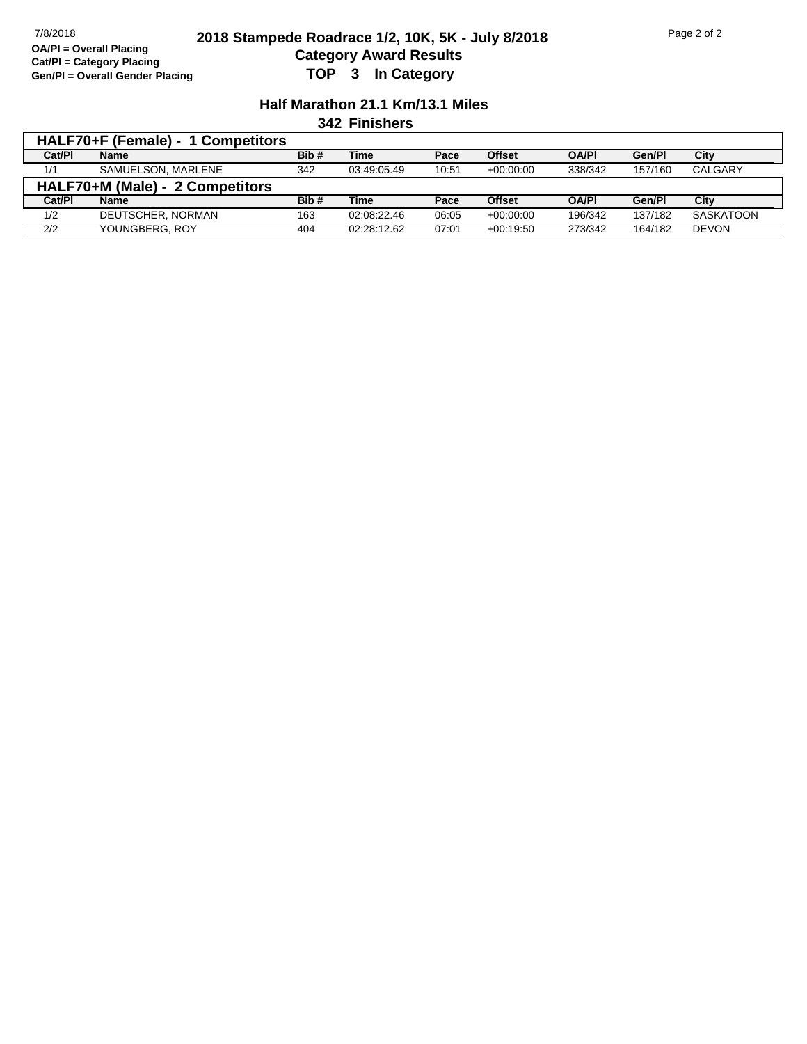7/8/2018

**OA/Pl = Overall Placing**
**Cat/Pl = Category Placing**
**Gen/Pl = Overall Gender Placing**

# 2018 Stampede Roadrace 1/2, 10K, 5K - July 8/2018
## Category Award Results
## TOP 3 In Category

### Half Marathon 21.1 Km/13.1 Miles
### 342 Finishers

**HALF70+F (Female) - 1 Competitors**

| Cat/Pl | Name | Bib # | Time | Pace | Offset | OA/Pl | Gen/Pl | City |
|---|---|---|---|---|---|---|---|---|
| 1/1 | SAMUELSON, MARLENE | 342 | 03:49:05.49 | 10:51 | +00:00:00 | 338/342 | 157/160 | CALGARY |

**HALF70+M (Male) - 2 Competitors**

| Cat/Pl | Name | Bib # | Time | Pace | Offset | OA/Pl | Gen/Pl | City |
|---|---|---|---|---|---|---|---|---|
| 1/2 | DEUTSCHER, NORMAN | 163 | 02:08:22.46 | 06:05 | +00:00:00 | 196/342 | 137/182 | SASKATOON |
| 2/2 | YOUNGBERG, ROY | 404 | 02:28:12.62 | 07:01 | +00:19:50 | 273/342 | 164/182 | DEVON |